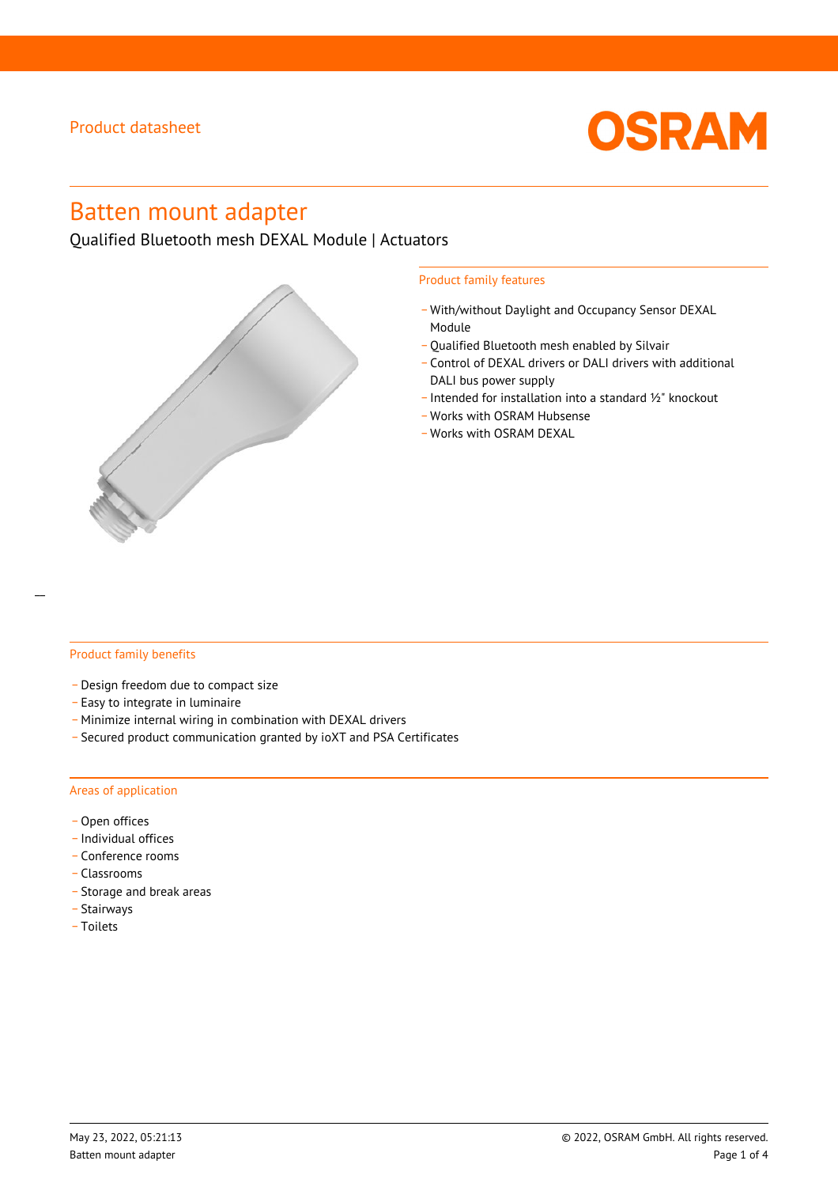Product datasheet

OSRAM

# Batten mount adapter

Qualified Bluetooth mesh DEXAL Module | Actuators

## Product family features

- With/without Daylight and Occupancy Sensor DEXAL Module
- Qualified Bluetooth mesh enabled by Silvair
- Control of DEXAL drivers or DALI drivers with additional DALI bus power supply
- Intended for installation into a standard ½" knockout
- Works with OSRAM Hubsense
- Works with OSRAM DEXAL

## Product family benefits

- Design freedom due to compact size
- Easy to integrate in luminaire
- Minimize internal wiring in combination with DEXAL drivers
- Secured product communication granted by ioXT and PSA Certificates

## Areas of application

- Open offices
- Individual offices
- Conference rooms
- Classrooms
- Storage and break areas
- Stairways
- Toilets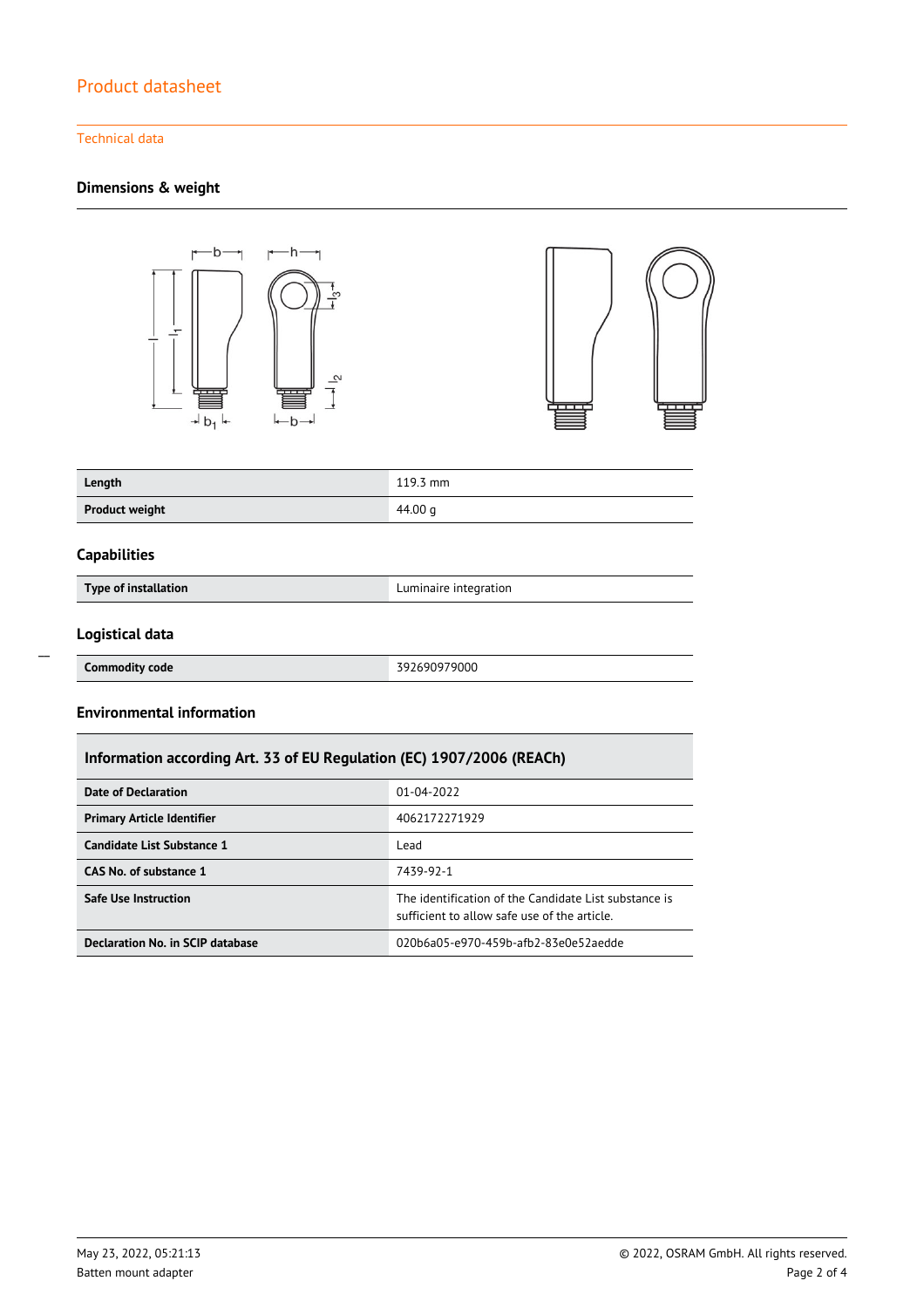## Technical data

### Dimensions & weight

| | |
|---|---|
| **Length** | 119.3 mm |
| **Product weight** | 44.00 g |

### Capabilities

| | |
|---|---|
| **Type of installation** | Luminaire integration |

### Logistical data

| | |
|---|---|
| **Commodity code** | 392690979000 |

### Environmental information

| **Information according Art. 33 of EU Regulation (EC) 1907/2006 (REACh)** | |
|---|---|
| **Date of Declaration** | 01-04-2022 |
| **Primary Article Identifier** | 4062172271929 |
| **Candidate List Substance 1** | Lead |
| **CAS No. of substance 1** | 7439-92-1 |
| **Safe Use Instruction** | The identification of the Candidate List substance is sufficient to allow safe use of the article. |
| **Declaration No. in SCIP database** | 020b6a05-e970-459b-afb2-83e0e52aedde |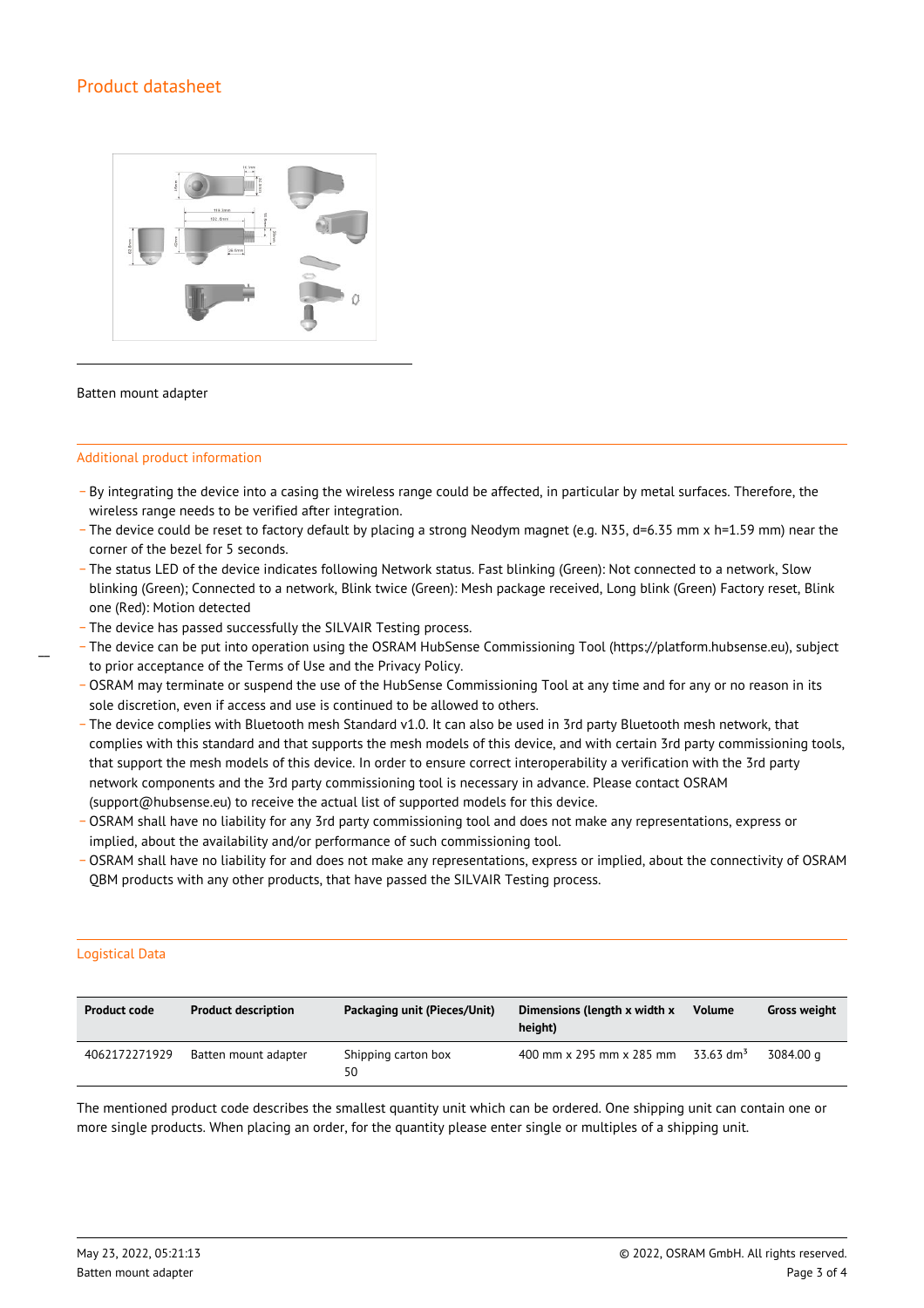## Product datasheet

Batten mount adapter

### Additional product information

- By integrating the device into a casing the wireless range could be affected, in particular by metal surfaces. Therefore, the wireless range needs to be verified after integration.
- The device could be reset to factory default by placing a strong Neodym magnet (e.g. N35, d=6.35 mm x h=1.59 mm) near the corner of the bezel for 5 seconds.
- The status LED of the device indicates following Network status. Fast blinking (Green): Not connected to a network, Slow blinking (Green); Connected to a network, Blink twice (Green): Mesh package received, Long blink (Green) Factory reset, Blink one (Red): Motion detected
- The device has passed successfully the SILVAIR Testing process.
- The device can be put into operation using the OSRAM HubSense Commissioning Tool (https://platform.hubsense.eu), subject to prior acceptance of the Terms of Use and the Privacy Policy.
- OSRAM may terminate or suspend the use of the HubSense Commissioning Tool at any time and for any or no reason in its sole discretion, even if access and use is continued to be allowed to others.
- The device complies with Bluetooth mesh Standard v1.0. It can also be used in 3rd party Bluetooth mesh network, that complies with this standard and that supports the mesh models of this device, and with certain 3rd party commissioning tools, that support the mesh models of this device. In order to ensure correct interoperability a verification with the 3rd party network components and the 3rd party commissioning tool is necessary in advance. Please contact OSRAM (support@hubsense.eu) to receive the actual list of supported models for this device.
- OSRAM shall have no liability for any 3rd party commissioning tool and does not make any representations, express or implied, about the availability and/or performance of such commissioning tool.
- OSRAM shall have no liability for and does not make any representations, express or implied, about the connectivity of OSRAM QBM products with any other products, that have passed the SILVAIR Testing process.

### Logistical Data

| Product code | Product description | Packaging unit (Pieces/Unit) | Dimensions (length x width x height) | Volume | Gross weight |
|---|---|---|---|---|---|
| 4062172271929 | Batten mount adapter | Shipping carton box 50 | 400 mm x 295 mm x 285 mm | 33.63 $dm^3$ | 3084.00 g |

The mentioned product code describes the smallest quantity unit which can be ordered. One shipping unit can contain one or more single products. When placing an order, for the quantity please enter single or multiples of a shipping unit.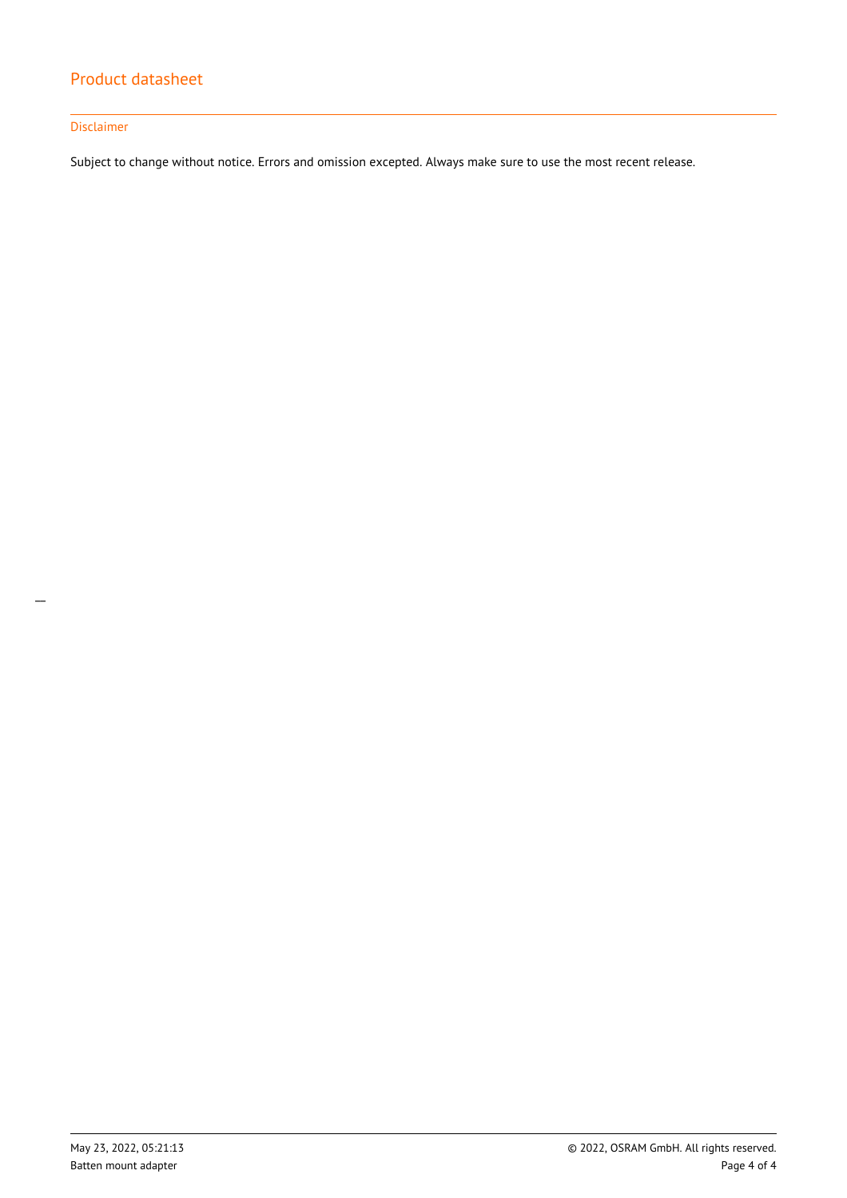## Disclaimer

Subject to change without notice. Errors and omission excepted. Always make sure to use the most recent release.